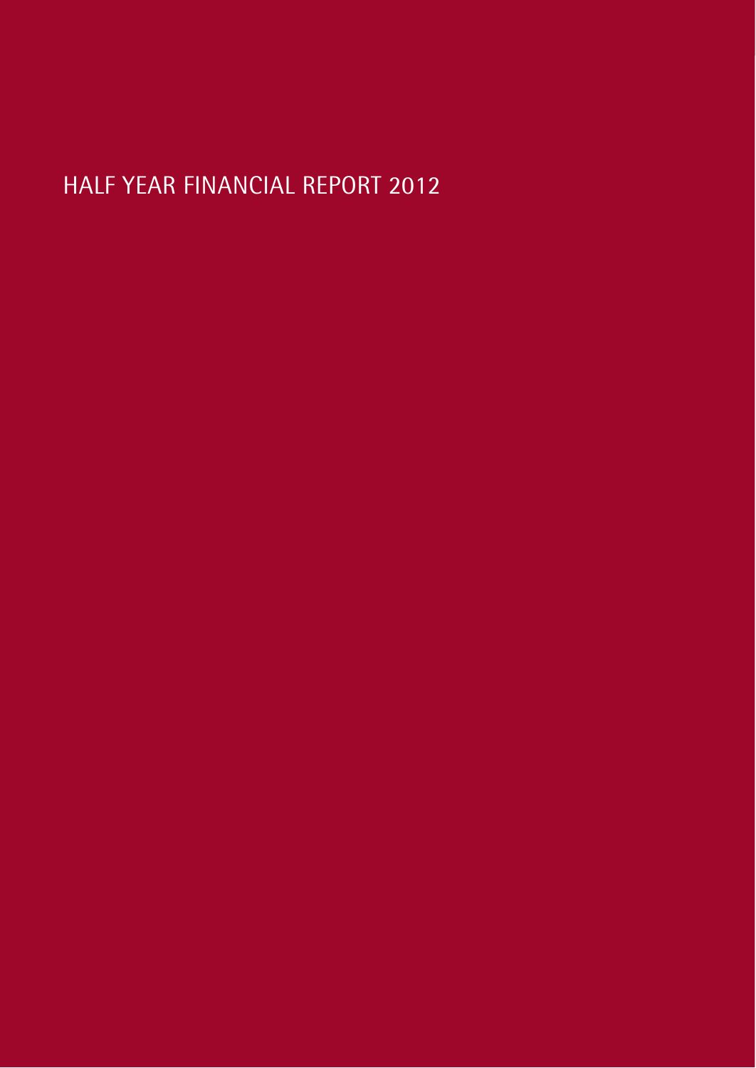# HALF YEAR FINANCIAL REPORT 2012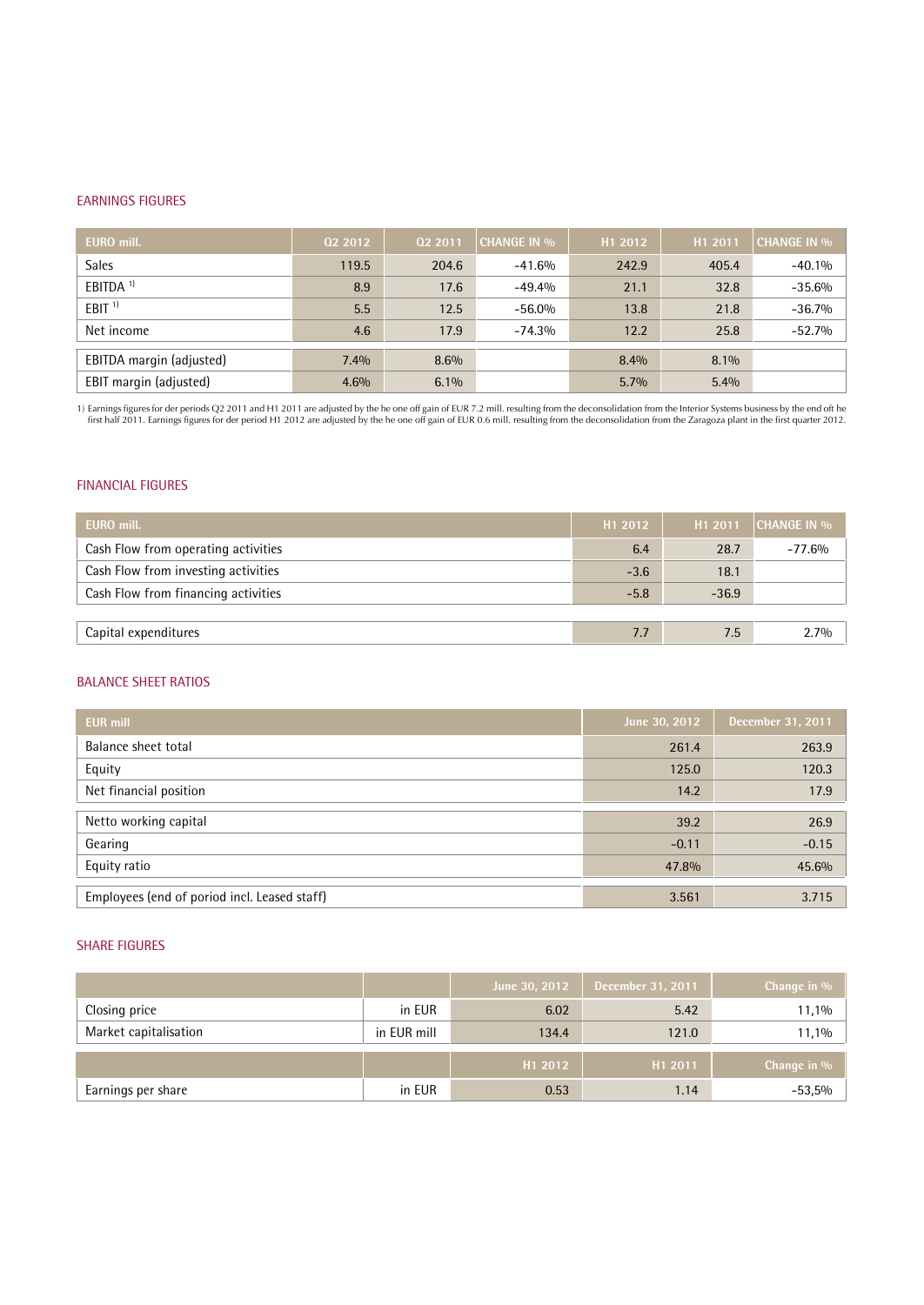## EARNINGS FIGURES

| EURO mill. | Q2 2012 | Q2 2011 | CHANGE IN % | H1 2012 | H1 2011 | CHANGE IN % |
|---|---|---|---|---|---|---|
| Sales | 119.5 | 204.6 | -41.6% | 242.9 | 405.4 | -40.1% |
| EBITDA [1] | 8.9 | 17.6 | -49.4% | 21.1 | 32.8 | -35.6% |
| EBIT [1] | 5.5 | 12.5 | -56.0% | 13.8 | 21.8 | -36.7% |
| Net income | 4.6 | 17.9 | -74.3% | 12.2 | 25.8 | -52.7% |
| EBITDA margin (adjusted) | 7.4% | 8.6% | | 8.4% | 8.1% | |
| EBIT margin (adjusted) | 4.6% | 6.1% | | 5.7% | 5.4% | |

1) Earnings figures for der periods Q2 2011 and H1 2011 are adjusted by the he one off gain of EUR 7.2 mill. resulting from the deconsolidation from the Interior Systems business by the end oft he first half 2011. Earnings figures for der period H1 2012 are adjusted by the he one off gain of EUR 0.6 mill. resulting from the deconsolidation from the Zaragoza plant in the first quarter 2012.

## FINANCIAL FIGURES

| EURO mill. | H1 2012 | H1 2011 | CHANGE IN % |
|---|---|---|---|
| Cash Flow from operating activities | 6.4 | 28.7 | -77.6% |
| Cash Flow from investing activities | -3.6 | 18.1 | |
| Cash Flow from financing activities | -5.8 | -36.9 | |
| Capital expenditures | 7.7 | 7.5 | 2.7% |

## BALANCE SHEET RATIOS

| EUR mill | June 30, 2012 | December 31, 2011 |
|---|---|---|
| Balance sheet total | 261.4 | 263.9 |
| Equity | 125.0 | 120.3 |
| Net financial position | 14.2 | 17.9 |
| Netto working capital | 39.2 | 26.9 |
| Gearing | -0.11 | -0.15 |
| Equity ratio | 47.8% | 45.6% |
| Employees (end of poriod incl. Leased staff) | 3.561 | 3.715 |

## SHARE FIGURES

| | | June 30, 2012 | December 31, 2011 | Change in % |
|---|---|---|---|---|
| Closing price | in EUR | 6.02 | 5.42 | 11,1% |
| Market capitalisation | in EUR mill | 134.4 | 121.0 | 11,1% |
| | | **H1 2012** | **H1 2011** | **Change in %** |
| Earnings per share | in EUR | 0.53 | 1.14 | -53,5% |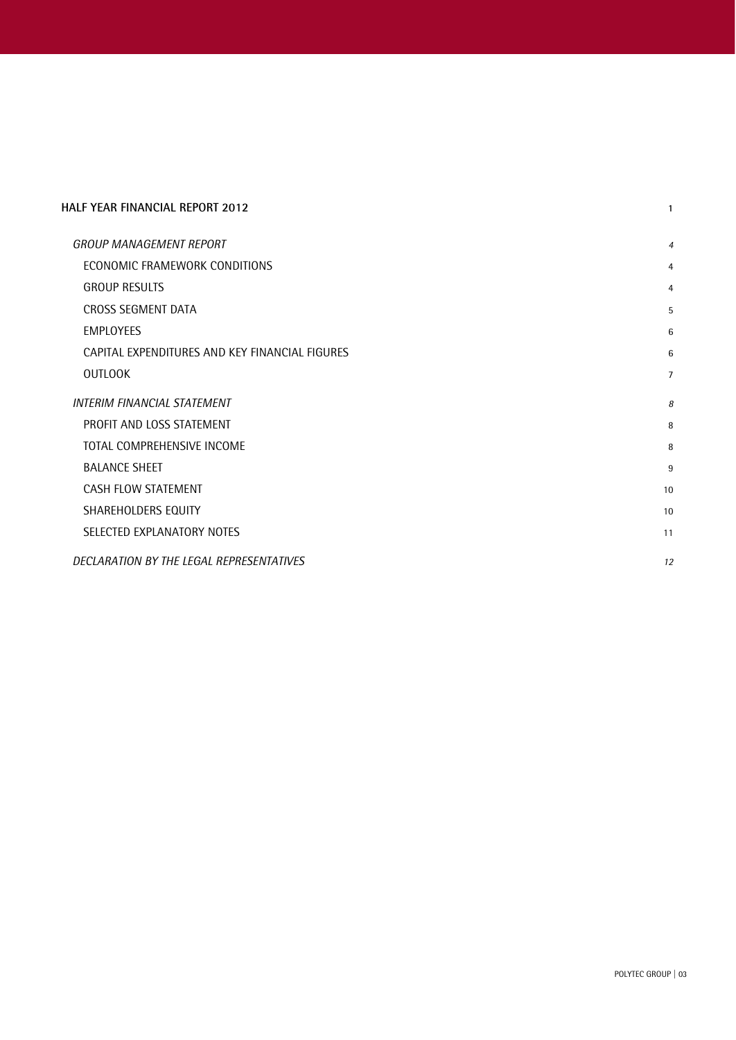| | |
|---|---|
| **HALF YEAR FINANCIAL REPORT 2012** | 1 |
| *GROUP MANAGEMENT REPORT* | *4* |
| ECONOMIC FRAMEWORK CONDITIONS | 4 |
| GROUP RESULTS | 4 |
| CROSS SEGMENT DATA | 5 |
| EMPLOYEES | 6 |
| CAPITAL EXPENDITURES AND KEY FINANCIAL FIGURES | 6 |
| OUTLOOK | 7 |
| *INTERIM FINANCIAL STATEMENT* | *8* |
| PROFIT AND LOSS STATEMENT | 8 |
| TOTAL COMPREHENSIVE INCOME | 8 |
| BALANCE SHEET | 9 |
| CASH FLOW STATEMENT | 10 |
| SHAREHOLDERS EQUITY | 10 |
| SELECTED EXPLANATORY NOTES | 11 |
| *DECLARATION BY THE LEGAL REPRESENTATIVES* | *12* |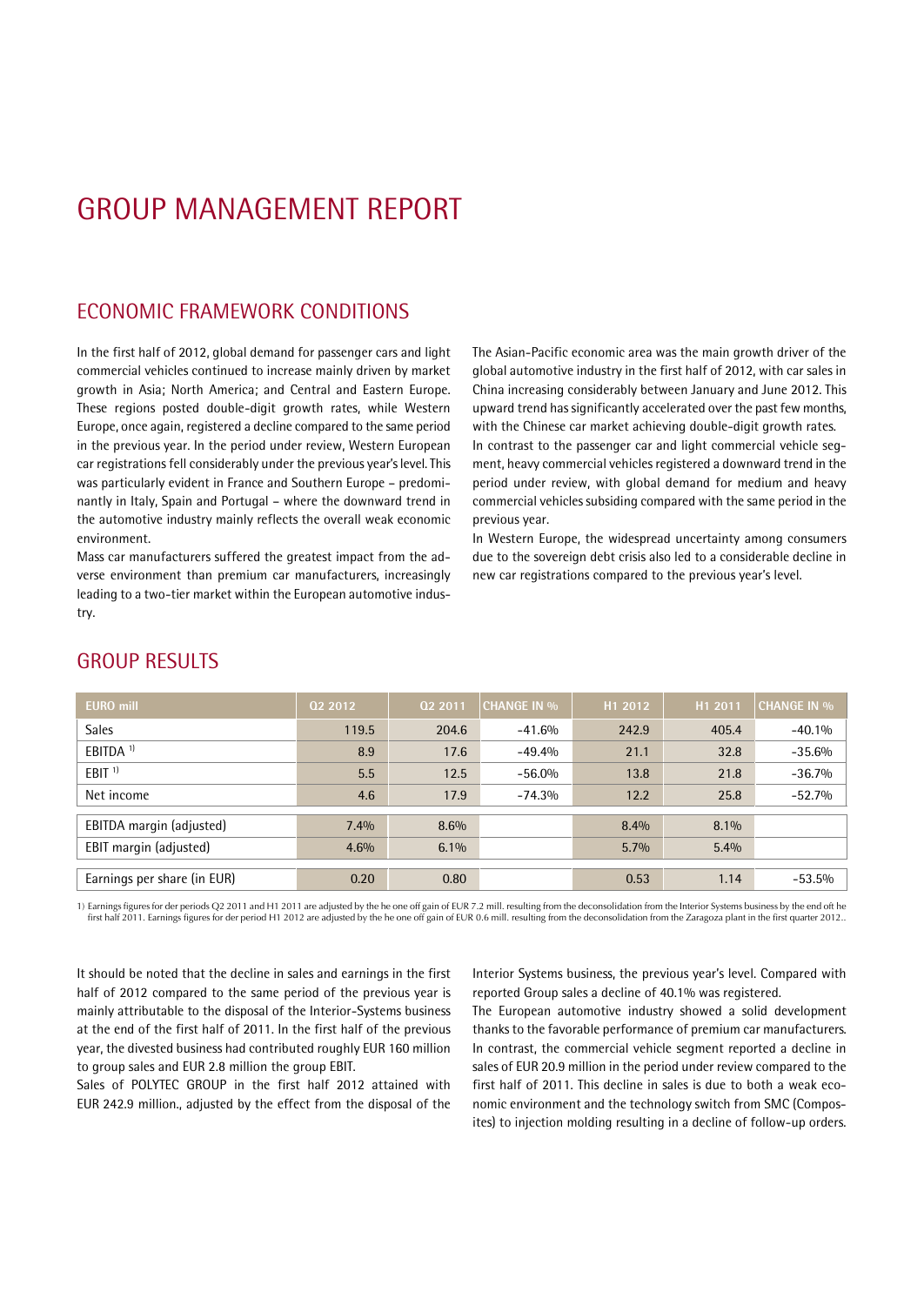# GROUP MANAGEMENT REPORT

## ECONOMIC FRAMEWORK CONDITIONS

In the first half of 2012, global demand for passenger cars and light commercial vehicles continued to increase mainly driven by market growth in Asia; North America; and Central and Eastern Europe. These regions posted double-digit growth rates, while Western Europe, once again, registered a decline compared to the same period in the previous year. In the period under review, Western European car registrations fell considerably under the previous year's level. This was particularly evident in France and Southern Europe – predominantly in Italy, Spain and Portugal – where the downward trend in the automotive industry mainly reflects the overall weak economic environment.

Mass car manufacturers suffered the greatest impact from the adverse environment than premium car manufacturers, increasingly leading to a two-tier market within the European automotive industry.

The Asian-Pacific economic area was the main growth driver of the global automotive industry in the first half of 2012, with car sales in China increasing considerably between January and June 2012. This upward trend has significantly accelerated over the past few months, with the Chinese car market achieving double-digit growth rates.

In contrast to the passenger car and light commercial vehicle segment, heavy commercial vehicles registered a downward trend in the period under review, with global demand for medium and heavy commercial vehicles subsiding compared with the same period in the previous year.

In Western Europe, the widespread uncertainty among consumers due to the sovereign debt crisis also led to a considerable decline in new car registrations compared to the previous year's level.

## GROUP RESULTS

| EURO mill | Q2 2012 | Q2 2011 | CHANGE IN % | H1 2012 | H1 2011 | CHANGE IN % |
|---|---|---|---|---|---|---|
| Sales | 119.5 | 204.6 | -41.6% | 242.9 | 405.4 | -40.1% |
| EBITDA [1] | 8.9 | 17.6 | -49.4% | 21.1 | 32.8 | -35.6% |
| EBIT [1] | 5.5 | 12.5 | -56.0% | 13.8 | 21.8 | -36.7% |
| Net income | 4.6 | 17.9 | -74.3% | 12.2 | 25.8 | -52.7% |
| EBITDA margin (adjusted) | 7.4% | 8.6% | | 8.4% | 8.1% | |
| EBIT margin (adjusted) | 4.6% | 6.1% | | 5.7% | 5.4% | |
| Earnings per share (in EUR) | 0.20 | 0.80 | | 0.53 | 1.14 | -53.5% |

1) Earnings figures for der periods Q2 2011 and H1 2011 are adjusted by the he one off gain of EUR 7.2 mill. resulting from the deconsolidation from the Interior Systems business by the end oft he first half 2011. Earnings figures for der period H1 2012 are adjusted by the he one off gain of EUR 0.6 mill. resulting from the deconsolidation from the Zaragoza plant in the first quarter 2012..

It should be noted that the decline in sales and earnings in the first half of 2012 compared to the same period of the previous year is mainly attributable to the disposal of the Interior-Systems business at the end of the first half of 2011. In the first half of the previous year, the divested business had contributed roughly EUR 160 million to group sales and EUR 2.8 million the group EBIT.

Sales of POLYTEC GROUP in the first half 2012 attained with EUR 242.9 million., adjusted by the effect from the disposal of the Interior Systems business, the previous year's level. Compared with reported Group sales a decline of 40.1% was registered.

The European automotive industry showed a solid development thanks to the favorable performance of premium car manufacturers. In contrast, the commercial vehicle segment reported a decline in sales of EUR 20.9 million in the period under review compared to the first half of 2011. This decline in sales is due to both a weak economic environment and the technology switch from SMC (Composites) to injection molding resulting in a decline of follow-up orders.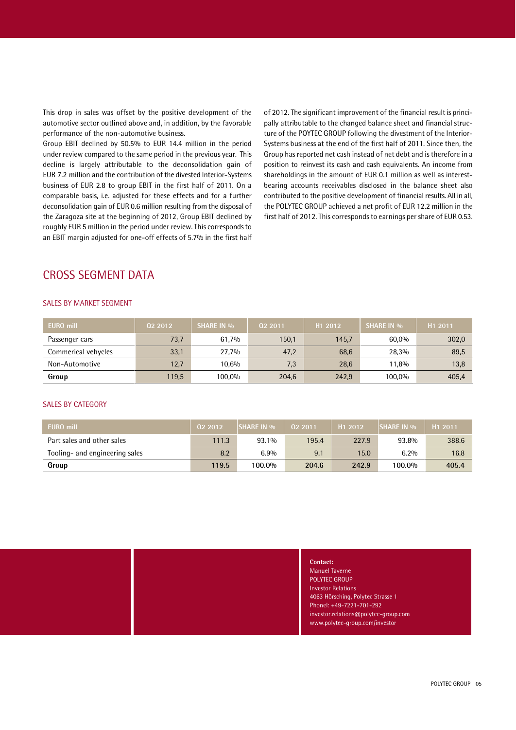This drop in sales was offset by the positive development of the automotive sector outlined above and, in addition, by the favorable performance of the non-automotive business.

Group EBIT declined by 50.5% to EUR 14.4 million in the period under review compared to the same period in the previous year. This decline is largely attributable to the deconsolidation gain of EUR 7.2 million and the contribution of the divested Interior-Systems business of EUR 2.8 to group EBIT in the first half of 2011. On a comparable basis, i.e. adjusted for these effects and for a further deconsolidation gain of EUR 0.6 million resulting from the disposal of the Zaragoza site at the beginning of 2012, Group EBIT declined by roughly EUR 5 million in the period under review. This corresponds to an EBIT margin adjusted for one-off effects of 5.7% in the first half of 2012. The significant improvement of the financial result is principally attributable to the changed balance sheet and financial structure of the POYTEC GROUP following the divestment of the Interior-Systems business at the end of the first half of 2011. Since then, the Group has reported net cash instead of net debt and is therefore in a position to reinvest its cash and cash equivalents. An income from shareholdings in the amount of EUR 0.1 million as well as interest-bearing accounts receivables disclosed in the balance sheet also contributed to the positive development of financial results. All in all, the POLYTEC GROUP achieved a net profit of EUR 12.2 million in the first half of 2012. This corresponds to earnings per share of EUR 0.53.

## CROSS SEGMENT DATA

### SALES BY MARKET SEGMENT

| EURO mill | Q2 2012 | SHARE IN % | Q2 2011 | H1 2012 | SHARE IN % | H1 2011 |
|---|---|---|---|---|---|---|
| Passenger cars | 73,7 | 61,7% | 150,1 | 145,7 | 60,0% | 302,0 |
| Commerical vehycles | 33,1 | 27,7% | 47,2 | 68,6 | 28,3% | 89,5 |
| Non-Automotive | 12,7 | 10,6% | 7,3 | 28,6 | 11,8% | 13,8 |
| **Group** | 119,5 | 100,0% | 204,6 | 242,9 | 100,0% | 405,4 |

### SALES BY CATEGORY

| EURO mill | Q2 2012 | SHARE IN % | Q2 2011 | H1 2012 | SHARE IN % | H1 2011 |
|---|---|---|---|---|---|---|
| Part sales and other sales | 111.3 | 93.1% | 195.4 | 227.9 | 93.8% | 388.6 |
| Tooling- and engineering sales | 8.2 | 6.9% | 9.1 | 15.0 | 6.2% | 16.8 |
| **Group** | **119.5** | **100.0%** | **204.6** | **242.9** | **100.0%** | **405.4** |

**Contact:**
Manuel Taverne
POLYTEC GROUP
Investor Relations
4063 Hörsching, Polytec Strasse 1
Phonel: +49-7221-701-292
investor.relations@polytec-group.com
www.polytec-group.com/investor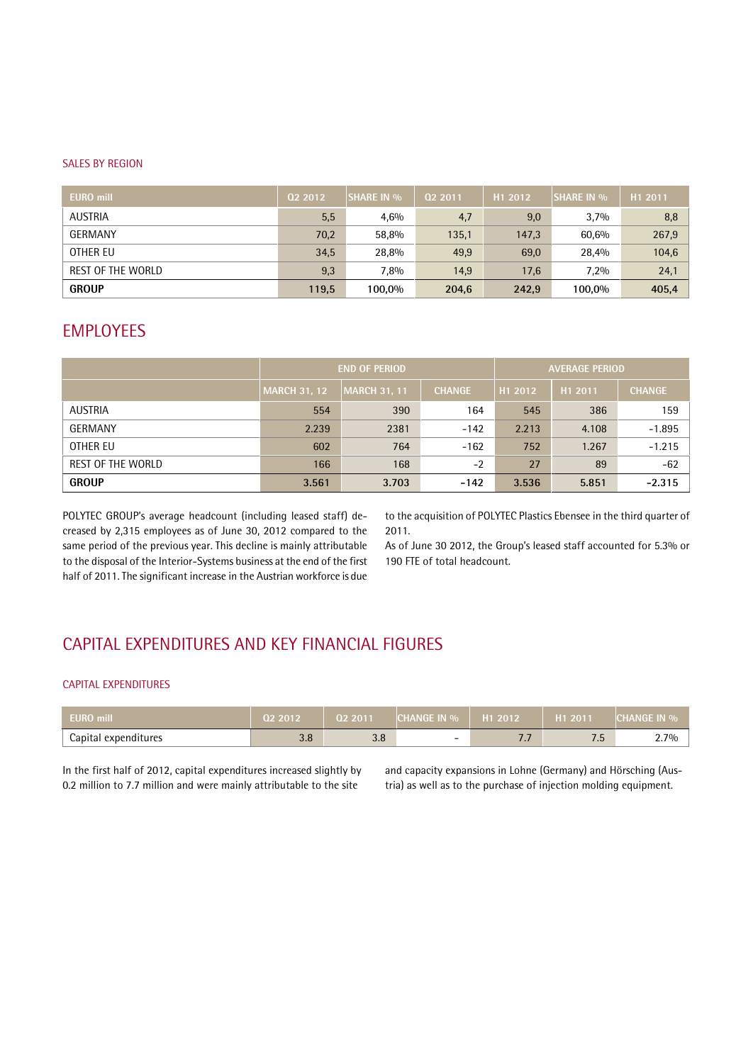### SALES BY REGION

| EURO mill | Q2 2012 | SHARE IN % | Q2 2011 | H1 2012 | SHARE IN % | H1 2011 |
|---|---|---|---|---|---|---|
| AUSTRIA | 5,5 | 4,6% | 4,7 | 9,0 | 3,7% | 8,8 |
| GERMANY | 70,2 | 58,8% | 135,1 | 147,3 | 60,6% | 267,9 |
| OTHER EU | 34,5 | 28,8% | 49,9 | 69,0 | 28,4% | 104,6 |
| REST OF THE WORLD | 9,3 | 7,8% | 14,9 | 17,6 | 7,2% | 24,1 |
| **GROUP** | **119,5** | **100,0%** | **204,6** | **242,9** | **100,0%** | **405,4** |

## EMPLOYEES

| | END OF PERIOD | | | AVERAGE PERIOD | | |
|---|---|---|---|---|---|---|
| | MARCH 31, 12 | MARCH 31, 11 | CHANGE | H1 2012 | H1 2011 | CHANGE |
| AUSTRIA | 554 | 390 | 164 | 545 | 386 | 159 |
| GERMANY | 2.239 | 2381 | -142 | 2.213 | 4.108 | -1.895 |
| OTHER EU | 602 | 764 | -162 | 752 | 1.267 | -1.215 |
| REST OF THE WORLD | 166 | 168 | -2 | 27 | 89 | -62 |
| **GROUP** | **3.561** | **3.703** | **-142** | **3.536** | **5.851** | **-2.315** |

POLYTEC GROUP's average headcount (including leased staff) decreased by 2,315 employees as of June 30, 2012 compared to the same period of the previous year. This decline is mainly attributable to the disposal of the Interior-Systems business at the end of the first half of 2011. The significant increase in the Austrian workforce is due to the acquisition of POLYTEC Plastics Ebensee in the third quarter of 2011.

As of June 30 2012, the Group's leased staff accounted for 5.3% or 190 FTE of total headcount.

## CAPITAL EXPENDITURES AND KEY FINANCIAL FIGURES

### CAPITAL EXPENDITURES

| EURO mill | Q2 2012 | Q2 2011 | CHANGE IN % | H1 2012 | H1 2011 | CHANGE IN % |
|---|---|---|---|---|---|---|
| Capital expenditures | 3.8 | 3.8 | – | 7.7 | 7.5 | 2.7% |

In the first half of 2012, capital expenditures increased slightly by 0.2 million to 7.7 million and were mainly attributable to the site and capacity expansions in Lohne (Germany) and Hörsching (Austria) as well as to the purchase of injection molding equipment.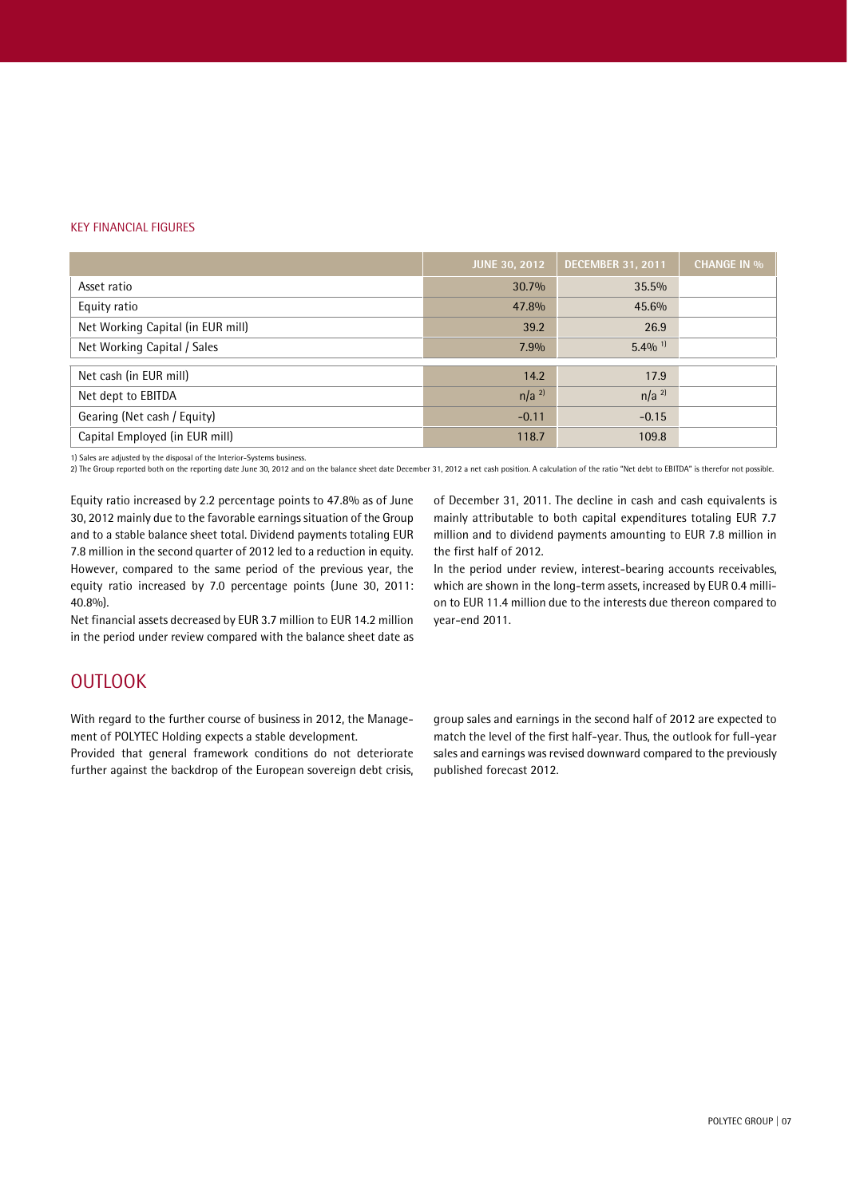KEY FINANCIAL FIGURES

| | JUNE 30, 2012 | DECEMBER 31, 2011 | CHANGE IN % |
|---|---|---|---|
| Asset ratio | 30.7% | 35.5% | |
| Equity ratio | 47.8% | 45.6% | |
| Net Working Capital (in EUR mill) | 39.2 | 26.9 | |
| Net Working Capital / Sales | 7.9% | 5.4% [1] | |
| Net cash (in EUR mill) | 14.2 | 17.9 | |
| Net dept to EBITDA | n/a [2] | n/a [2] | |
| Gearing (Net cash / Equity) | -0.11 | -0.15 | |
| Capital Employed (in EUR mill) | 118.7 | 109.8 | |

1) Sales are adjusted by the disposal of the Interior-Systems business.
2) The Group reported both on the reporting date June 30, 2012 and on the balance sheet date December 31, 2012 a net cash position. A calculation of the ratio "Net debt to EBITDA" is therefor not possible.

Equity ratio increased by 2.2 percentage points to 47.8% as of June 30, 2012 mainly due to the favorable earnings situation of the Group and to a stable balance sheet total. Dividend payments totaling EUR 7.8 million in the second quarter of 2012 led to a reduction in equity. However, compared to the same period of the previous year, the equity ratio increased by 7.0 percentage points (June 30, 2011: 40.8%).

Net financial assets decreased by EUR 3.7 million to EUR 14.2 million in the period under review compared with the balance sheet date as of December 31, 2011. The decline in cash and cash equivalents is mainly attributable to both capital expenditures totaling EUR 7.7 million and to dividend payments amounting to EUR 7.8 million in the first half of 2012.

In the period under review, interest-bearing accounts receivables, which are shown in the long-term assets, increased by EUR 0.4 million to EUR 11.4 million due to the interests due thereon compared to year-end 2011.

## OUTLOOK

With regard to the further course of business in 2012, the Management of POLYTEC Holding expects a stable development.

Provided that general framework conditions do not deteriorate further against the backdrop of the European sovereign debt crisis, group sales and earnings in the second half of 2012 are expected to match the level of the first half-year. Thus, the outlook for full-year sales and earnings was revised downward compared to the previously published forecast 2012.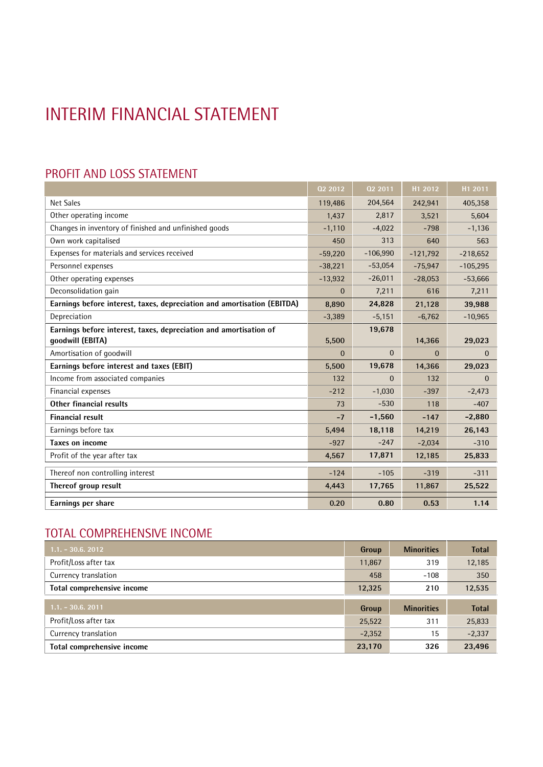# INTERIM FINANCIAL STATEMENT

## PROFIT AND LOSS STATEMENT

| | Q2 2012 | Q2 2011 | H1 2012 | H1 2011 |
|---|---|---|---|---|
| Net Sales | 119,486 | 204,564 | 242,941 | 405,358 |
| Other operating income | 1,437 | 2,817 | 3,521 | 5,604 |
| Changes in inventory of finished and unfinished goods | -1,110 | -4,022 | -798 | -1,136 |
| Own work capitalised | 450 | 313 | 640 | 563 |
| Expenses for materials and services received | -59,220 | -106,990 | -121,792 | -218,652 |
| Personnel expenses | -38,221 | -53,054 | -75,947 | -105,295 |
| Other operating expenses | -13,932 | -26,011 | -28,053 | -53,666 |
| Deconsolidation gain | 0 | 7,211 | 616 | 7,211 |
| **Earnings before interest, taxes, depreciation and amortisation (EBITDA)** | **8,890** | **24,828** | **21,128** | **39,988** |
| Depreciation | -3,389 | -5,151 | -6,762 | -10,965 |
| **Earnings before interest, taxes, depreciation and amortisation of goodwill (EBITA)** | **5,500** | **19,678** | **14,366** | **29,023** |
| Amortisation of goodwill | 0 | 0 | 0 | 0 |
| **Earnings before interest and taxes (EBIT)** | **5,500** | **19,678** | **14,366** | **29,023** |
| Income from associated companies | 132 | 0 | 132 | 0 |
| Financial expenses | -212 | -1,030 | -397 | -2,473 |
| **Other financial results** | 73 | -530 | 118 | -407 |
| **Financial result** | **-7** | **-1,560** | **-147** | **-2,880** |
| Earnings before tax | 5,494 | 18,118 | 14,219 | 26,143 |
| **Taxes on income** | -927 | -247 | -2,034 | -310 |
| Profit of the year after tax | 4,567 | 17,871 | 12,185 | 25,833 |
| Thereof non controlling interest | -124 | -105 | -319 | -311 |
| **Thereof group result** | **4,443** | **17,765** | **11,867** | **25,522** |
| **Earnings per share** | **0.20** | **0.80** | **0.53** | **1.14** |

## TOTAL COMPREHENSIVE INCOME

| 1.1. – 30.6. 2012 | Group | Minorities | Total |
|---|---|---|---|
| Profit/Loss after tax | 11,867 | 319 | 12,185 |
| Currency translation | 458 | -108 | 350 |
| **Total comprehensive income** | **12,325** | **210** | **12,535** |

| 1.1. – 30.6. 2011 | Group | Minorities | Total |
|---|---|---|---|
| Profit/Loss after tax | 25,522 | 311 | 25,833 |
| Currency translation | -2,352 | 15 | -2,337 |
| **Total comprehensive income** | **23,170** | **326** | **23,496** |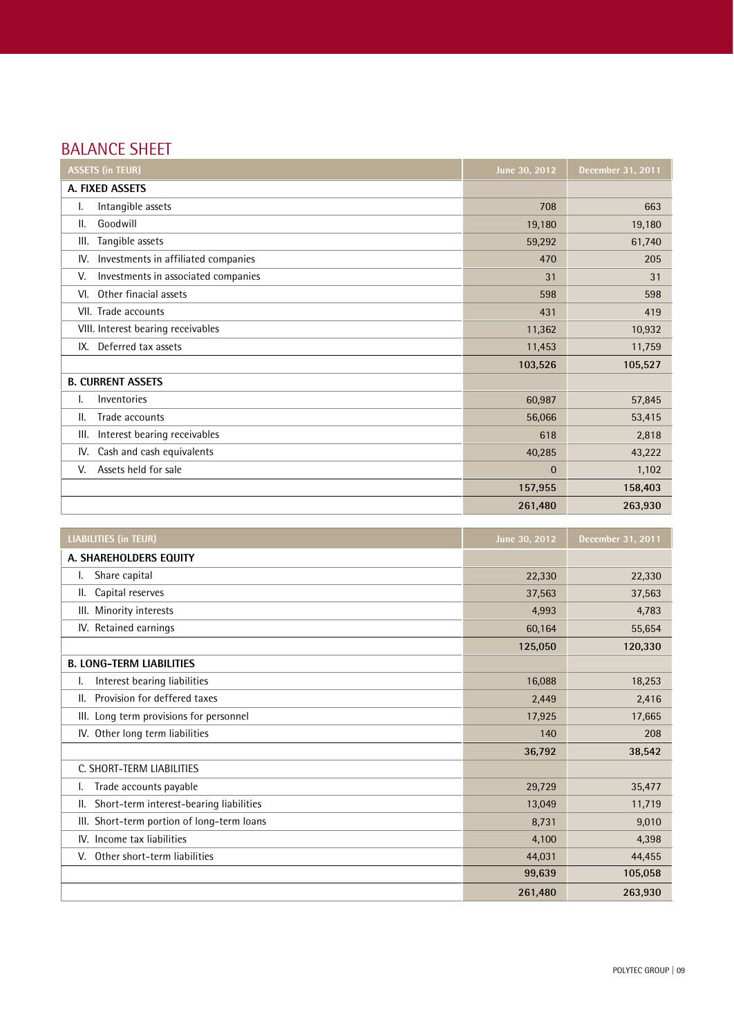## BALANCE SHEET

| ASSETS (in TEUR) | June 30, 2012 | December 31, 2011 |
|---|---|---|
| **A. FIXED ASSETS** | | |
| I. Intangible assets | 708 | 663 |
| II. Goodwill | 19,180 | 19,180 |
| III. Tangible assets | 59,292 | 61,740 |
| IV. Investments in affiliated companies | 470 | 205 |
| V. Investments in associated companies | 31 | 31 |
| VI. Other finacial assets | 598 | 598 |
| VII. Trade accounts | 431 | 419 |
| VIII. Interest bearing receivables | 11,362 | 10,932 |
| IX. Deferred tax assets | 11,453 | 11,759 |
| | **103,526** | **105,527** |
| **B. CURRENT ASSETS** | | |
| I. Inventories | 60,987 | 57,845 |
| II. Trade accounts | 56,066 | 53,415 |
| III. Interest bearing receivables | 618 | 2,818 |
| IV. Cash and cash equivalents | 40,285 | 43,222 |
| V. Assets held for sale | 0 | 1,102 |
| | **157,955** | **158,403** |
| | **261,480** | **263,930** |

| LIABILITIES (in TEUR) | June 30, 2012 | December 31, 2011 |
|---|---|---|
| **A. SHAREHOLDERS EQUITY** | | |
| I. Share capital | 22,330 | 22,330 |
| II. Capital reserves | 37,563 | 37,563 |
| III. Minority interests | 4,993 | 4,783 |
| IV. Retained earnings | 60,164 | 55,654 |
| | **125,050** | **120,330** |
| **B. LONG-TERM LIABILITIES** | | |
| I. Interest bearing liabilities | 16,088 | 18,253 |
| II. Provision for deffered taxes | 2,449 | 2,416 |
| III. Long term provisions for personnel | 17,925 | 17,665 |
| IV. Other long term liabilities | 140 | 208 |
| | **36,792** | **38,542** |
| C. SHORT-TERM LIABILITIES | | |
| I. Trade accounts payable | 29,729 | 35,477 |
| II. Short-term interest-bearing liabilities | 13,049 | 11,719 |
| III. Short-term portion of long-term loans | 8,731 | 9,010 |
| IV. Income tax liabilities | 4,100 | 4,398 |
| V. Other short-term liabilities | 44,031 | 44,455 |
| | **99,639** | **105,058** |
| | **261,480** | **263,930** |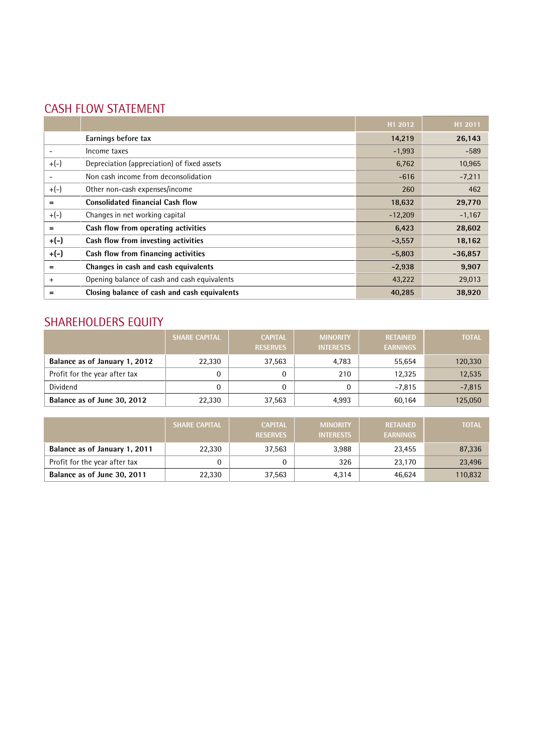## CASH FLOW STATEMENT

| | | H1 2012 | H1 2011 |
|---|---|---|---|
| | **Earnings before tax** | **14,219** | **26,143** |
| - | Income taxes | -1,993 | -589 |
| +(-) | Depreciation (appreciation) of fixed assets | 6,762 | 10,965 |
| - | Non cash income from deconsolidation | -616 | -7,211 |
| +(-) | Other non-cash expenses/income | 260 | 462 |
| = | **Consolidated financial Cash flow** | **18,632** | **29,770** |
| +(-) | Changes in net working capital | -12,209 | -1,167 |
| = | **Cash flow from operating activities** | **6,423** | **28,602** |
| **+(-)** | **Cash flow from investing activities** | **-3,557** | **18,162** |
| **+(-)** | **Cash flow from financing activities** | **-5,803** | **-36,857** |
| = | **Changes in cash and cash equivalents** | **-2,938** | **9,907** |
| + | Opening balance of cash and cash equivalents | 43,222 | 29,013 |
| = | **Closing balance of cash and cash equivalents** | **40,285** | **38,920** |

## SHAREHOLDERS EQUITY

| | SHARE CAPITAL | CAPITAL RESERVES | MINORITY INTERESTS | RETAINED EARNINGS | TOTAL |
|---|---|---|---|---|---|
| **Balance as of January 1, 2012** | 22,330 | 37,563 | 4,783 | 55,654 | 120,330 |
| Profit for the year after tax | 0 | 0 | 210 | 12,325 | 12,535 |
| Dividend | 0 | 0 | 0 | -7,815 | -7,815 |
| **Balance as of June 30, 2012** | 22,330 | 37,563 | 4,993 | 60,164 | 125,050 |

| | SHARE CAPITAL | CAPITAL RESERVES | MINORITY INTERESTS | RETAINED EARNINGS | TOTAL |
|---|---|---|---|---|---|
| **Balance as of January 1, 2011** | 22,330 | 37,563 | 3,988 | 23,455 | 87,336 |
| Profit for the year after tax | 0 | 0 | 326 | 23,170 | 23,496 |
| **Balance as of June 30, 2011** | 22,330 | 37,563 | 4,314 | 46,624 | 110,832 |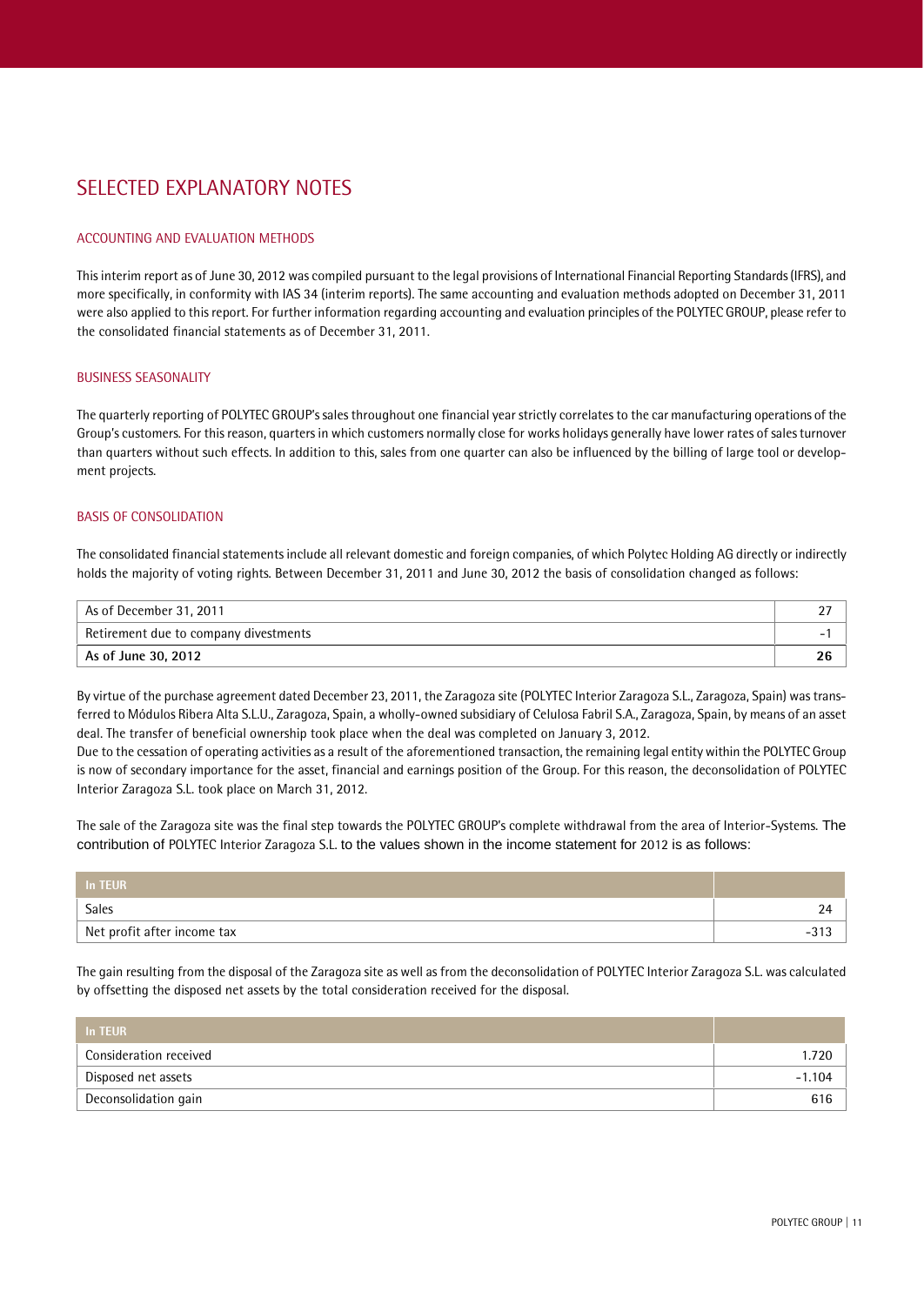# SELECTED EXPLANATORY NOTES

## ACCOUNTING AND EVALUATION METHODS

This interim report as of June 30, 2012 was compiled pursuant to the legal provisions of International Financial Reporting Standards (IFRS), and more specifically, in conformity with IAS 34 (interim reports). The same accounting and evaluation methods adopted on December 31, 2011 were also applied to this report. For further information regarding accounting and evaluation principles of the POLYTEC GROUP, please refer to the consolidated financial statements as of December 31, 2011.

## BUSINESS SEASONALITY

The quarterly reporting of POLYTEC GROUP's sales throughout one financial year strictly correlates to the car manufacturing operations of the Group's customers. For this reason, quarters in which customers normally close for works holidays generally have lower rates of sales turnover than quarters without such effects. In addition to this, sales from one quarter can also be influenced by the billing of large tool or development projects.

## BASIS OF CONSOLIDATION

The consolidated financial statements include all relevant domestic and foreign companies, of which Polytec Holding AG directly or indirectly holds the majority of voting rights. Between December 31, 2011 and June 30, 2012 the basis of consolidation changed as follows:

| | |
|---|---|
| As of December 31, 2011 | 27 |
| Retirement due to company divestments | -1 |
| **As of June 30, 2012** | **26** |

By virtue of the purchase agreement dated December 23, 2011, the Zaragoza site (POLYTEC Interior Zaragoza S.L., Zaragoza, Spain) was transferred to Módulos Ribera Alta S.L.U., Zaragoza, Spain, a wholly-owned subsidiary of Celulosa Fabril S.A., Zaragoza, Spain, by means of an asset deal. The transfer of beneficial ownership took place when the deal was completed on January 3, 2012.
Due to the cessation of operating activities as a result of the aforementioned transaction, the remaining legal entity within the POLYTEC Group is now of secondary importance for the asset, financial and earnings position of the Group. For this reason, the deconsolidation of POLYTEC Interior Zaragoza S.L. took place on March 31, 2012.

The sale of the Zaragoza site was the final step towards the POLYTEC GROUP's complete withdrawal from the area of Interior-Systems. The contribution of POLYTEC Interior Zaragoza S.L. to the values shown in the income statement for 2012 is as follows:

| In TEUR | |
|---|---|
| Sales | 24 |
| Net profit after income tax | -313 |

The gain resulting from the disposal of the Zaragoza site as well as from the deconsolidation of POLYTEC Interior Zaragoza S.L. was calculated by offsetting the disposed net assets by the total consideration received for the disposal.

| In TEUR | |
|---|---|
| Consideration received | 1.720 |
| Disposed net assets | -1.104 |
| Deconsolidation gain | 616 |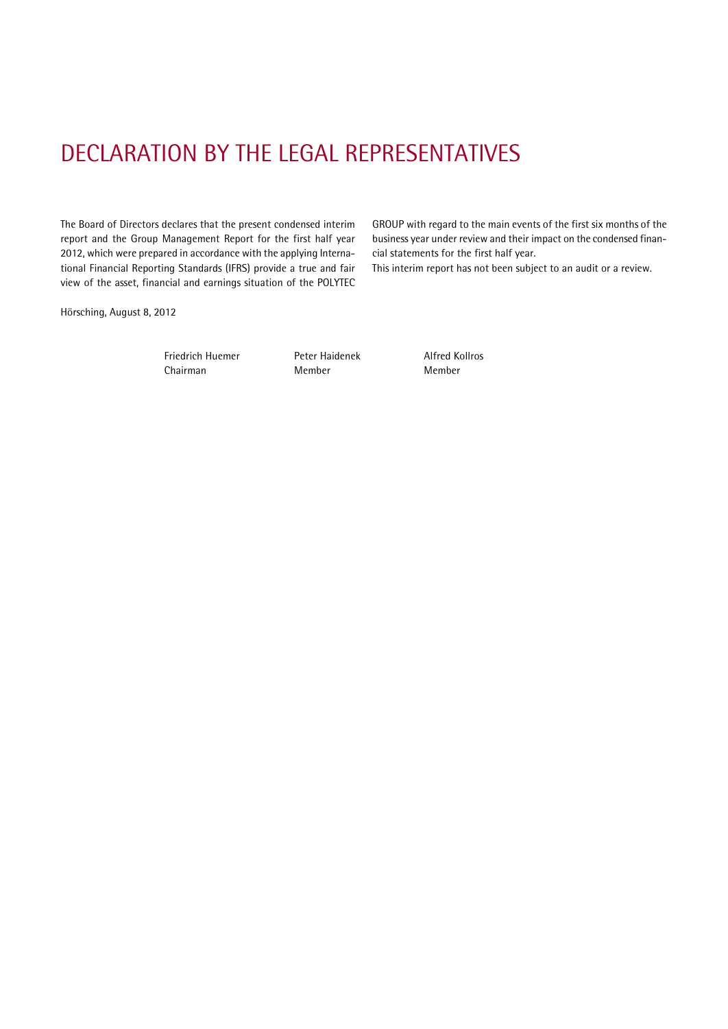# DECLARATION BY THE LEGAL REPRESENTATIVES

The Board of Directors declares that the present condensed interim report and the Group Management Report for the first half year 2012, which were prepared in accordance with the applying International Financial Reporting Standards (IFRS) provide a true and fair view of the asset, financial and earnings situation of the POLYTEC GROUP with regard to the main events of the first six months of the business year under review and their impact on the condensed financial statements for the first half year.

This interim report has not been subject to an audit or a review.

Hörsching, August 8, 2012

| | | |
|---|---|---|
| Friedrich Huemer | Peter Haidenek | Alfred Kollros |
| Chairman | Member | Member |